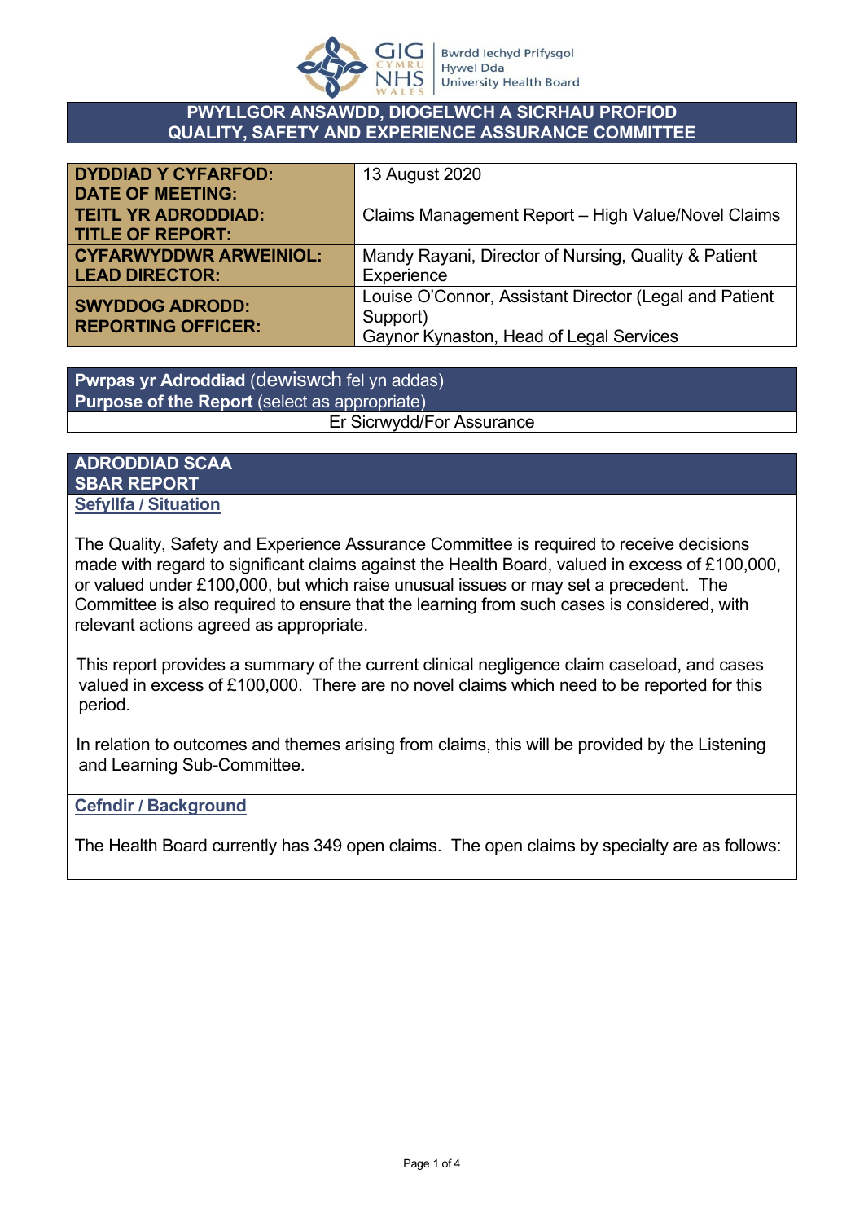Bwrdd Iechyd Prifysgol Hywel Dda University Health Board

## PWYLLGOR ANSAWDD, DIOGELWCH A SICRHAU PROFIOD
## QUALITY, SAFETY AND EXPERIENCE ASSURANCE COMMITTEE

| | |
|---|---|
| **DYDDIAD Y CYFARFOD: DATE OF MEETING:** | 13 August 2020 |
| **TEITL YR ADRODDIAD: TITLE OF REPORT:** | Claims Management Report – High Value/Novel Claims |
| **CYFARWYDDWR ARWEINIOL: LEAD DIRECTOR:** | Mandy Rayani, Director of Nursing, Quality & Patient Experience |
| **SWYDDOG ADRODD: REPORTING OFFICER:** | Louise O'Connor, Assistant Director (Legal and Patient Support)<br>Gaynor Kynaston, Head of Legal Services |

**Pwrpas yr Adroddiad** (dewiswch fel yn addas)
**Purpose of the Report** (select as appropriate)

Er Sicrwydd/For Assurance

**ADRODDIAD SCAA**
**SBAR REPORT**

**Sefyllfa / Situation**

The Quality, Safety and Experience Assurance Committee is required to receive decisions made with regard to significant claims against the Health Board, valued in excess of £100,000, or valued under £100,000, but which raise unusual issues or may set a precedent. The Committee is also required to ensure that the learning from such cases is considered, with relevant actions agreed as appropriate.

This report provides a summary of the current clinical negligence claim caseload, and cases valued in excess of £100,000. There are no novel claims which need to be reported for this period.

In relation to outcomes and themes arising from claims, this will be provided by the Listening and Learning Sub-Committee.

**Cefndir / Background**

The Health Board currently has 349 open claims. The open claims by specialty are as follows: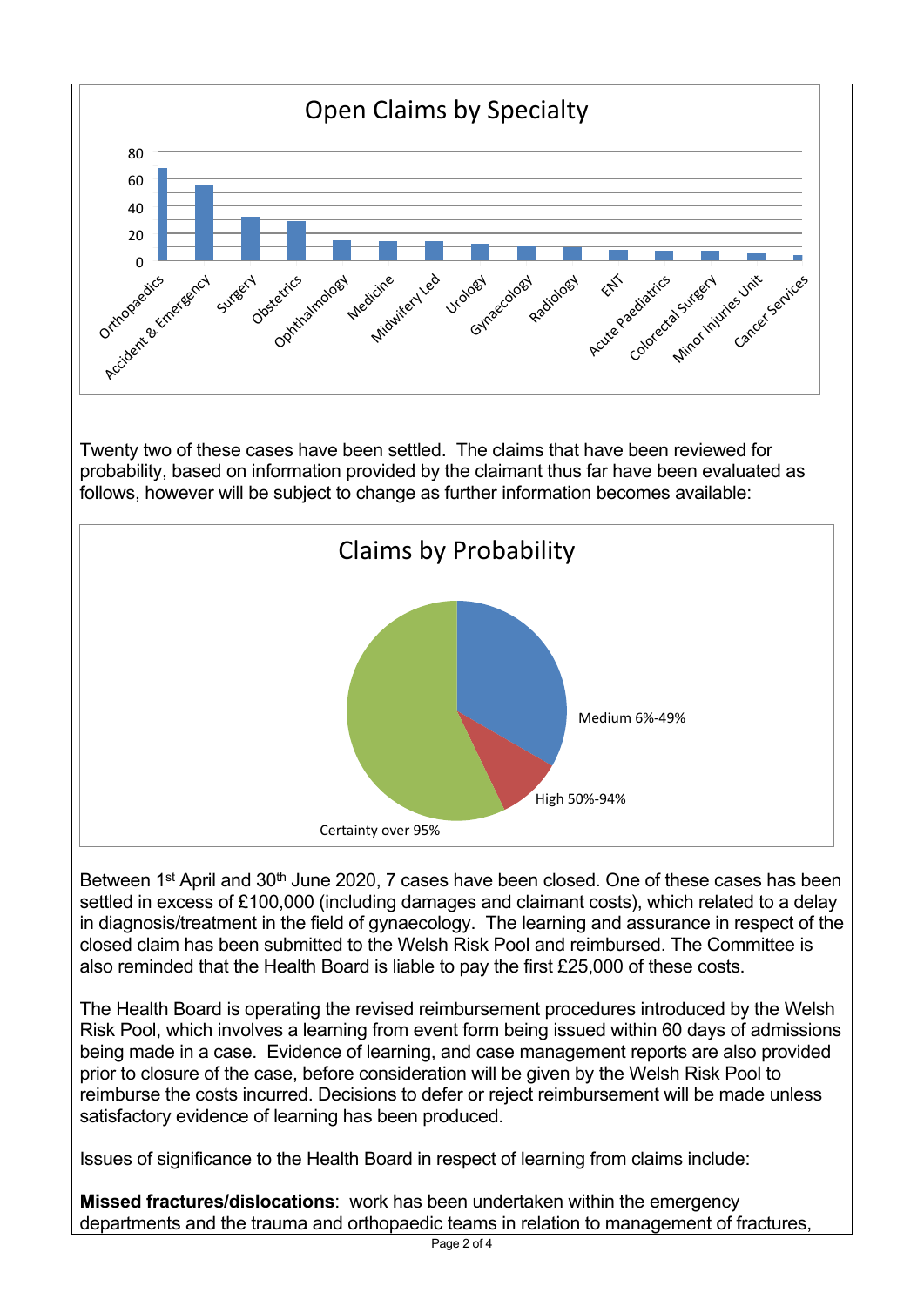Open Claims by Specialty

Twenty two of these cases have been settled. The claims that have been reviewed for probability, based on information provided by the claimant thus far have been evaluated as follows, however will be subject to change as further information becomes available:

Claims by Probability

Between 1st April and 30th June 2020, 7 cases have been closed. One of these cases has been settled in excess of £100,000 (including damages and claimant costs), which related to a delay in diagnosis/treatment in the field of gynaecology. The learning and assurance in respect of the closed claim has been submitted to the Welsh Risk Pool and reimbursed. The Committee is also reminded that the Health Board is liable to pay the first £25,000 of these costs.

The Health Board is operating the revised reimbursement procedures introduced by the Welsh Risk Pool, which involves a learning from event form being issued within 60 days of admissions being made in a case. Evidence of learning, and case management reports are also provided prior to closure of the case, before consideration will be given by the Welsh Risk Pool to reimburse the costs incurred. Decisions to defer or reject reimbursement will be made unless satisfactory evidence of learning has been produced.

Issues of significance to the Health Board in respect of learning from claims include:

**Missed fractures/dislocations**: work has been undertaken within the emergency departments and the trauma and orthopaedic teams in relation to management of fractures,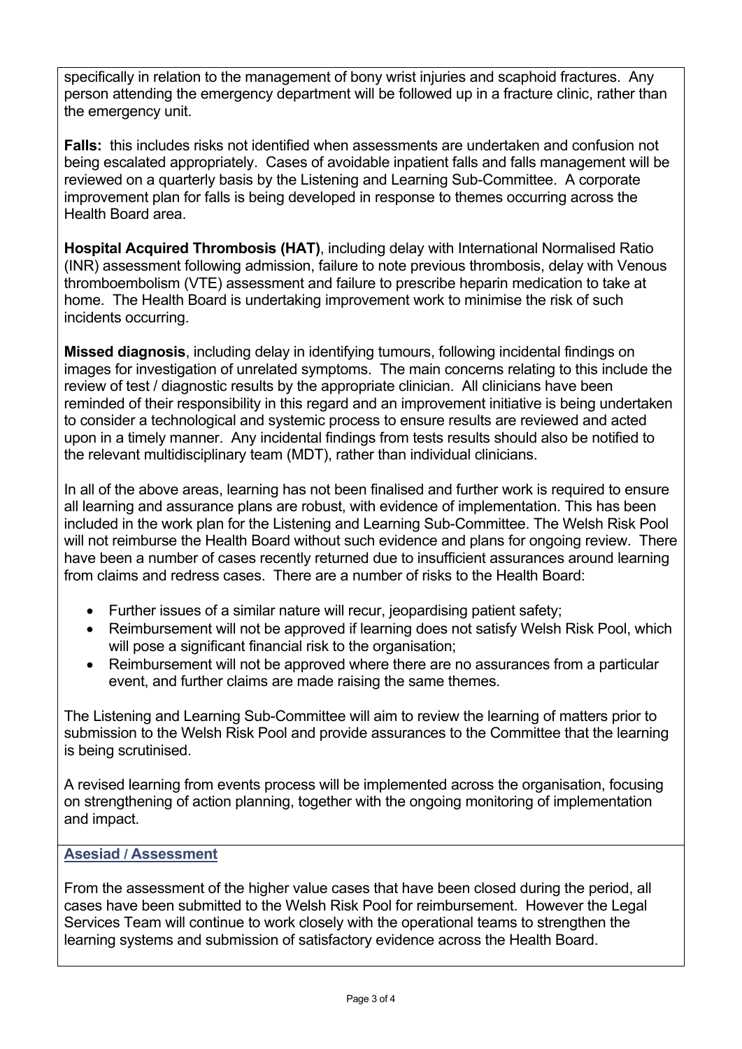specifically in relation to the management of bony wrist injuries and scaphoid fractures. Any person attending the emergency department will be followed up in a fracture clinic, rather than the emergency unit.

**Falls:** this includes risks not identified when assessments are undertaken and confusion not being escalated appropriately. Cases of avoidable inpatient falls and falls management will be reviewed on a quarterly basis by the Listening and Learning Sub-Committee. A corporate improvement plan for falls is being developed in response to themes occurring across the Health Board area.

**Hospital Acquired Thrombosis (HAT)**, including delay with International Normalised Ratio (INR) assessment following admission, failure to note previous thrombosis, delay with Venous thromboembolism (VTE) assessment and failure to prescribe heparin medication to take at home. The Health Board is undertaking improvement work to minimise the risk of such incidents occurring.

**Missed diagnosis**, including delay in identifying tumours, following incidental findings on images for investigation of unrelated symptoms. The main concerns relating to this include the review of test / diagnostic results by the appropriate clinician. All clinicians have been reminded of their responsibility in this regard and an improvement initiative is being undertaken to consider a technological and systemic process to ensure results are reviewed and acted upon in a timely manner. Any incidental findings from tests results should also be notified to the relevant multidisciplinary team (MDT), rather than individual clinicians.

In all of the above areas, learning has not been finalised and further work is required to ensure all learning and assurance plans are robust, with evidence of implementation. This has been included in the work plan for the Listening and Learning Sub-Committee. The Welsh Risk Pool will not reimburse the Health Board without such evidence and plans for ongoing review. There have been a number of cases recently returned due to insufficient assurances around learning from claims and redress cases. There are a number of risks to the Health Board:

- Further issues of a similar nature will recur, jeopardising patient safety;
- Reimbursement will not be approved if learning does not satisfy Welsh Risk Pool, which will pose a significant financial risk to the organisation;
- Reimbursement will not be approved where there are no assurances from a particular event, and further claims are made raising the same themes.

The Listening and Learning Sub-Committee will aim to review the learning of matters prior to submission to the Welsh Risk Pool and provide assurances to the Committee that the learning is being scrutinised.

A revised learning from events process will be implemented across the organisation, focusing on strengthening of action planning, together with the ongoing monitoring of implementation and impact.

## Asesiad / Assessment

From the assessment of the higher value cases that have been closed during the period, all cases have been submitted to the Welsh Risk Pool for reimbursement. However the Legal Services Team will continue to work closely with the operational teams to strengthen the learning systems and submission of satisfactory evidence across the Health Board.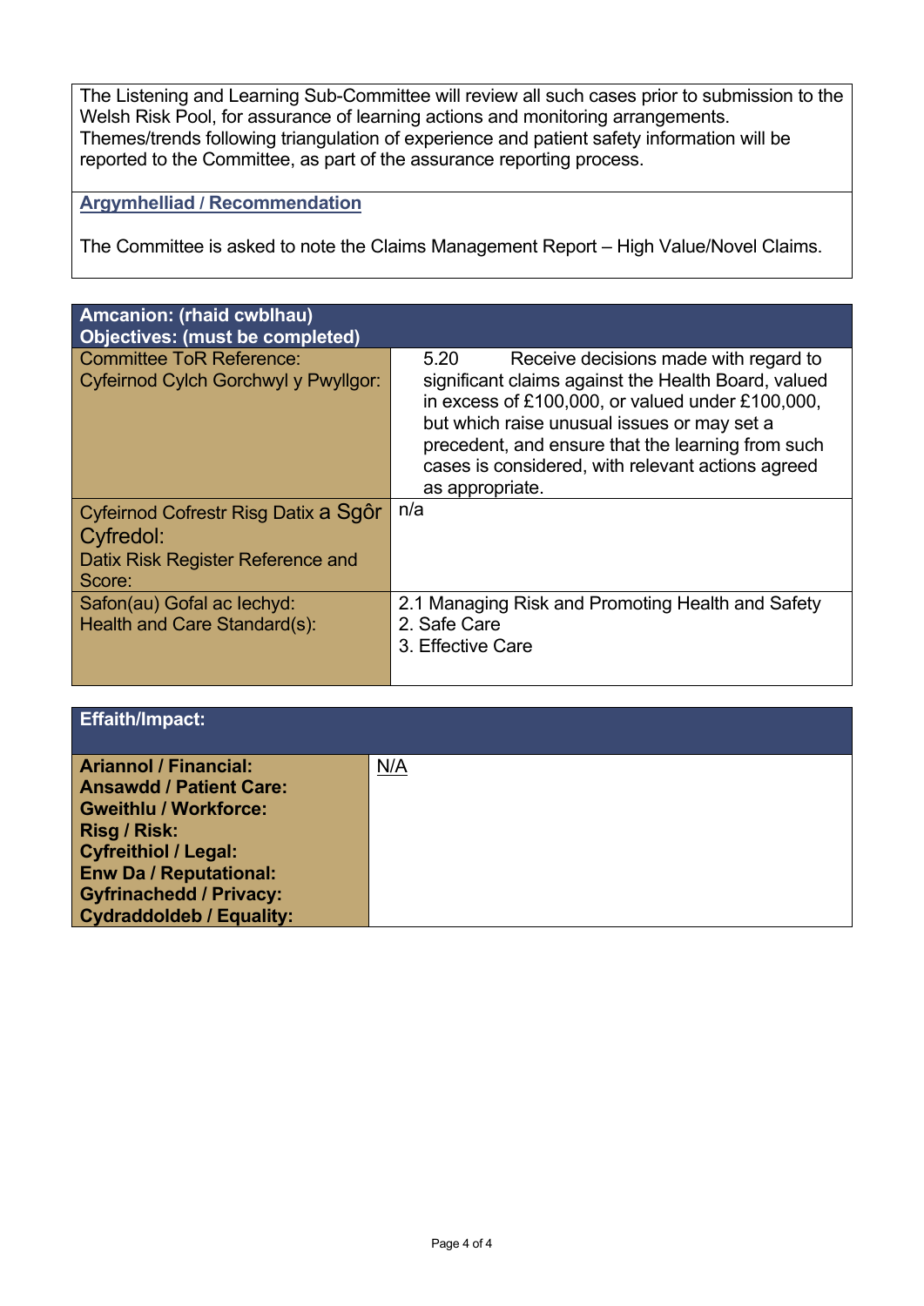The Listening and Learning Sub-Committee will review all such cases prior to submission to the Welsh Risk Pool, for assurance of learning actions and monitoring arrangements. Themes/trends following triangulation of experience and patient safety information will be reported to the Committee, as part of the assurance reporting process.

**Argymhelliad / Recommendation**

The Committee is asked to note the Claims Management Report – High Value/Novel Claims.

| **Amcanion: (rhaid cwblhau)**<br>**Objectives: (must be completed)** | |
|---|---|
| Committee ToR Reference:<br>Cyfeirnod Cylch Gorchwyl y Pwyllgor: | 5.20 Receive decisions made with regard to significant claims against the Health Board, valued in excess of £100,000, or valued under £100,000, but which raise unusual issues or may set a precedent, and ensure that the learning from such cases is considered, with relevant actions agreed as appropriate. |
| Cyfeirnod Cofrestr Risg Datix a Sgôr Cyfredol:<br>Datix Risk Register Reference and Score: | n/a |
| Safon(au) Gofal ac Iechyd:<br>Health and Care Standard(s): | 2.1 Managing Risk and Promoting Health and Safety<br>2. Safe Care<br>3. Effective Care |

| **Effaith/Impact:** | |
|---|---|
| **Ariannol / Financial:**<br>**Ansawdd / Patient Care:**<br>**Gweithlu / Workforce:**<br>**Risg / Risk:**<br>**Cyfreithiol / Legal:**<br>**Enw Da / Reputational:**<br>**Gyfrinachedd / Privacy:**<br>**Cydraddoldeb / Equality:** | N/A |